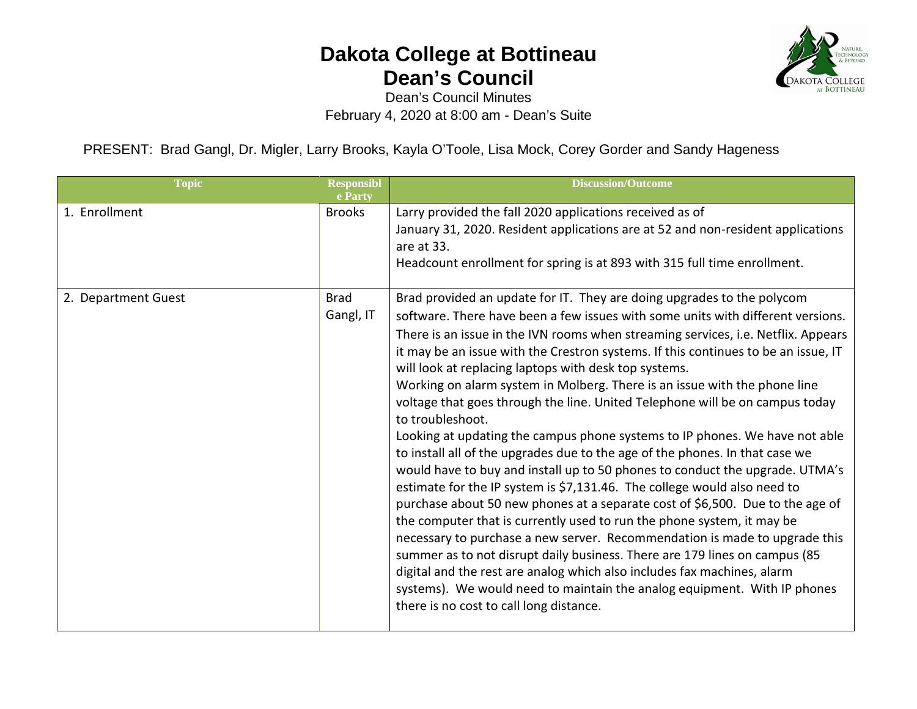# Dakota College at Bottineau
## Dean's Council

Dean's Council Minutes
February 4, 2020 at 8:00 am - Dean's Suite

PRESENT: Brad Gangl, Dr. Migler, Larry Brooks, Kayla O'Toole, Lisa Mock, Corey Gorder and Sandy Hageness

| Topic | Responsible Party | Discussion/Outcome |
|---|---|---|
| 1. Enrollment | Brooks | Larry provided the fall 2020 applications received as of January 31, 2020. Resident applications are at 52 and non-resident applications are at 33.<br>Headcount enrollment for spring is at 893 with 315 full time enrollment. |
| 2. Department Guest | Brad Gangl, IT | Brad provided an update for IT. They are doing upgrades to the polycom software. There have been a few issues with some units with different versions. There is an issue in the IVN rooms when streaming services, i.e. Netflix. Appears it may be an issue with the Crestron systems. If this continues to be an issue, IT will look at replacing laptops with desk top systems.<br>Working on alarm system in Molberg. There is an issue with the phone line voltage that goes through the line. United Telephone will be on campus today to troubleshoot.<br>Looking at updating the campus phone systems to IP phones. We have not able to install all of the upgrades due to the age of the phones. In that case we would have to buy and install up to 50 phones to conduct the upgrade. UTMA's estimate for the IP system is $7,131.46. The college would also need to purchase about 50 new phones at a separate cost of $6,500. Due to the age of the computer that is currently used to run the phone system, it may be necessary to purchase a new server. Recommendation is made to upgrade this summer as to not disrupt daily business. There are 179 lines on campus (85 digital and the rest are analog which also includes fax machines, alarm systems). We would need to maintain the analog equipment. With IP phones there is no cost to call long distance. |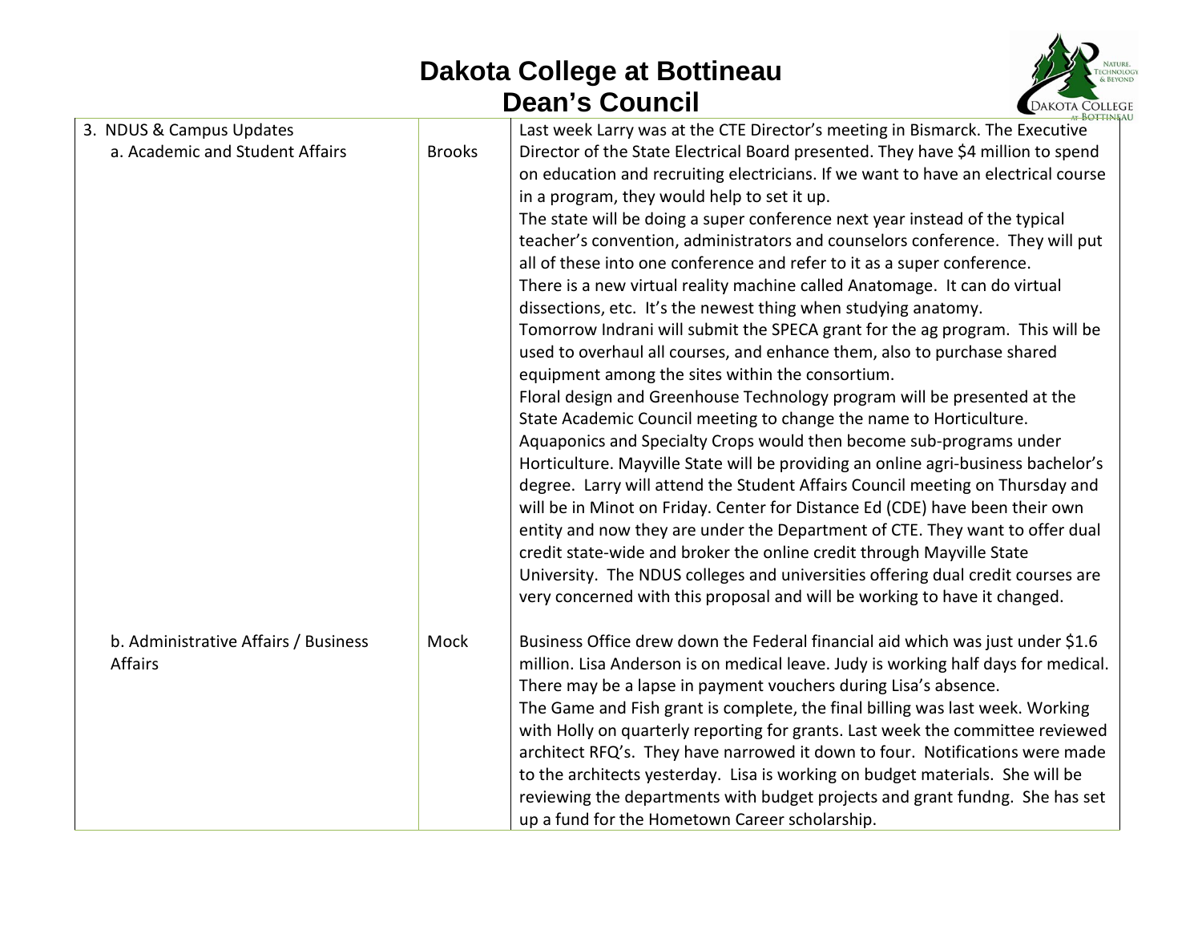# Dakota College at Bottineau
## Dean's Council

| | | |
|---|---|---|
| 3. NDUS & Campus Updates<br>a. Academic and Student Affairs | Brooks | Last week Larry was at the CTE Director's meeting in Bismarck. The Executive Director of the State Electrical Board presented. They have $4 million to spend on education and recruiting electricians. If we want to have an electrical course in a program, they would help to set it up.<br>The state will be doing a super conference next year instead of the typical teacher's convention, administrators and counselors conference. They will put all of these into one conference and refer to it as a super conference.<br>There is a new virtual reality machine called Anatomage. It can do virtual dissections, etc. It's the newest thing when studying anatomy.<br>Tomorrow Indrani will submit the SPECA grant for the ag program. This will be used to overhaul all courses, and enhance them, also to purchase shared equipment among the sites within the consortium.<br>Floral design and Greenhouse Technology program will be presented at the State Academic Council meeting to change the name to Horticulture. Aquaponics and Specialty Crops would then become sub-programs under Horticulture. Mayville State will be providing an online agri-business bachelor's degree. Larry will attend the Student Affairs Council meeting on Thursday and will be in Minot on Friday. Center for Distance Ed (CDE) have been their own entity and now they are under the Department of CTE. They want to offer dual credit state-wide and broker the online credit through Mayville State University. The NDUS colleges and universities offering dual credit courses are very concerned with this proposal and will be working to have it changed. |
| b. Administrative Affairs / Business Affairs | Mock | Business Office drew down the Federal financial aid which was just under $1.6 million. Lisa Anderson is on medical leave. Judy is working half days for medical. There may be a lapse in payment vouchers during Lisa's absence.<br>The Game and Fish grant is complete, the final billing was last week. Working with Holly on quarterly reporting for grants. Last week the committee reviewed architect RFQ's. They have narrowed it down to four. Notifications were made to the architects yesterday. Lisa is working on budget materials. She will be reviewing the departments with budget projects and grant fundng. She has set up a fund for the Hometown Career scholarship. |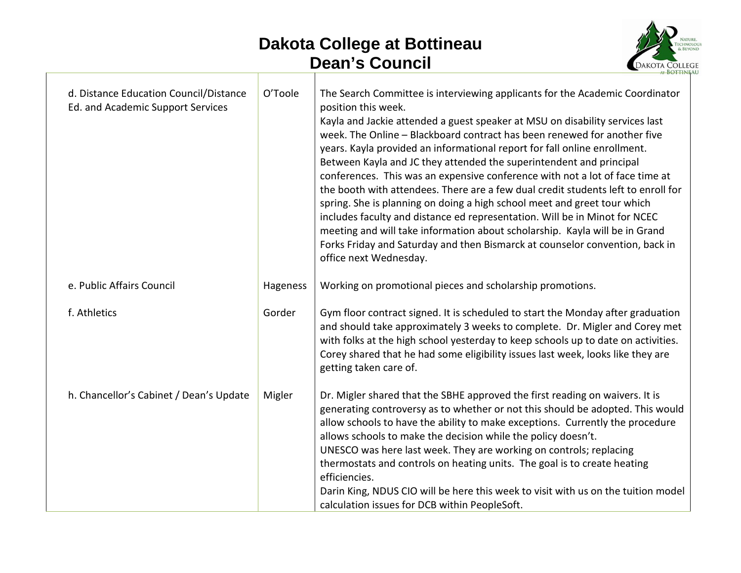# Dakota College at Bottineau
## Dean's Council

| | | |
|---|---|---|
| d. Distance Education Council/Distance Ed. and Academic Support Services | O'Toole | The Search Committee is interviewing applicants for the Academic Coordinator position this week.<br>Kayla and Jackie attended a guest speaker at MSU on disability services last week. The Online – Blackboard contract has been renewed for another five years. Kayla provided an informational report for fall online enrollment. Between Kayla and JC they attended the superintendent and principal conferences. This was an expensive conference with not a lot of face time at the booth with attendees. There are a few dual credit students left to enroll for spring. She is planning on doing a high school meet and greet tour which includes faculty and distance ed representation. Will be in Minot for NCEC meeting and will take information about scholarship. Kayla will be in Grand Forks Friday and Saturday and then Bismarck at counselor convention, back in office next Wednesday. |
| e. Public Affairs Council | Hageness | Working on promotional pieces and scholarship promotions. |
| f. Athletics | Gorder | Gym floor contract signed. It is scheduled to start the Monday after graduation and should take approximately 3 weeks to complete. Dr. Migler and Corey met with folks at the high school yesterday to keep schools up to date on activities. Corey shared that he had some eligibility issues last week, looks like they are getting taken care of. |
| h. Chancellor's Cabinet / Dean's Update | Migler | Dr. Migler shared that the SBHE approved the first reading on waivers. It is generating controversy as to whether or not this should be adopted. This would allow schools to have the ability to make exceptions. Currently the procedure allows schools to make the decision while the policy doesn't.<br>UNESCO was here last week. They are working on controls; replacing thermostats and controls on heating units. The goal is to create heating efficiencies.<br>Darin King, NDUS CIO will be here this week to visit with us on the tuition model calculation issues for DCB within PeopleSoft. |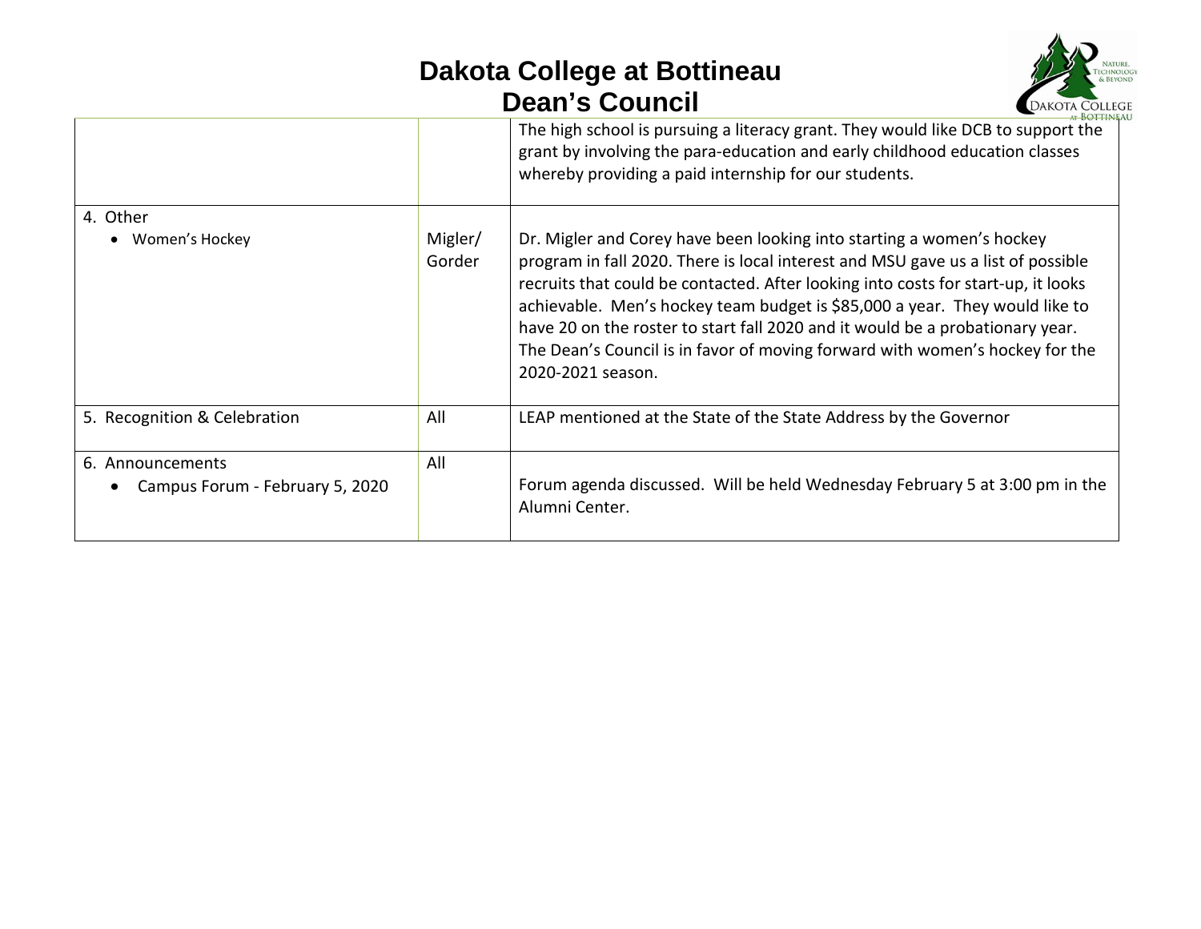# Dakota College at Bottineau
## Dean's Council

| | | |
|---|---|---|
| | | The high school is pursuing a literacy grant. They would like DCB to support the grant by involving the para-education and early childhood education classes whereby providing a paid internship for our students. |
| 4. Other<br>• Women's Hockey | Migler/ Gorder | Dr. Migler and Corey have been looking into starting a women's hockey program in fall 2020. There is local interest and MSU gave us a list of possible recruits that could be contacted. After looking into costs for start-up, it looks achievable. Men's hockey team budget is $85,000 a year. They would like to have 20 on the roster to start fall 2020 and it would be a probationary year. The Dean's Council is in favor of moving forward with women's hockey for the 2020-2021 season. |
| 5. Recognition & Celebration | All | LEAP mentioned at the State of the State Address by the Governor |
| 6. Announcements<br>• Campus Forum - February 5, 2020 | All | Forum agenda discussed. Will be held Wednesday February 5 at 3:00 pm in the Alumni Center. |